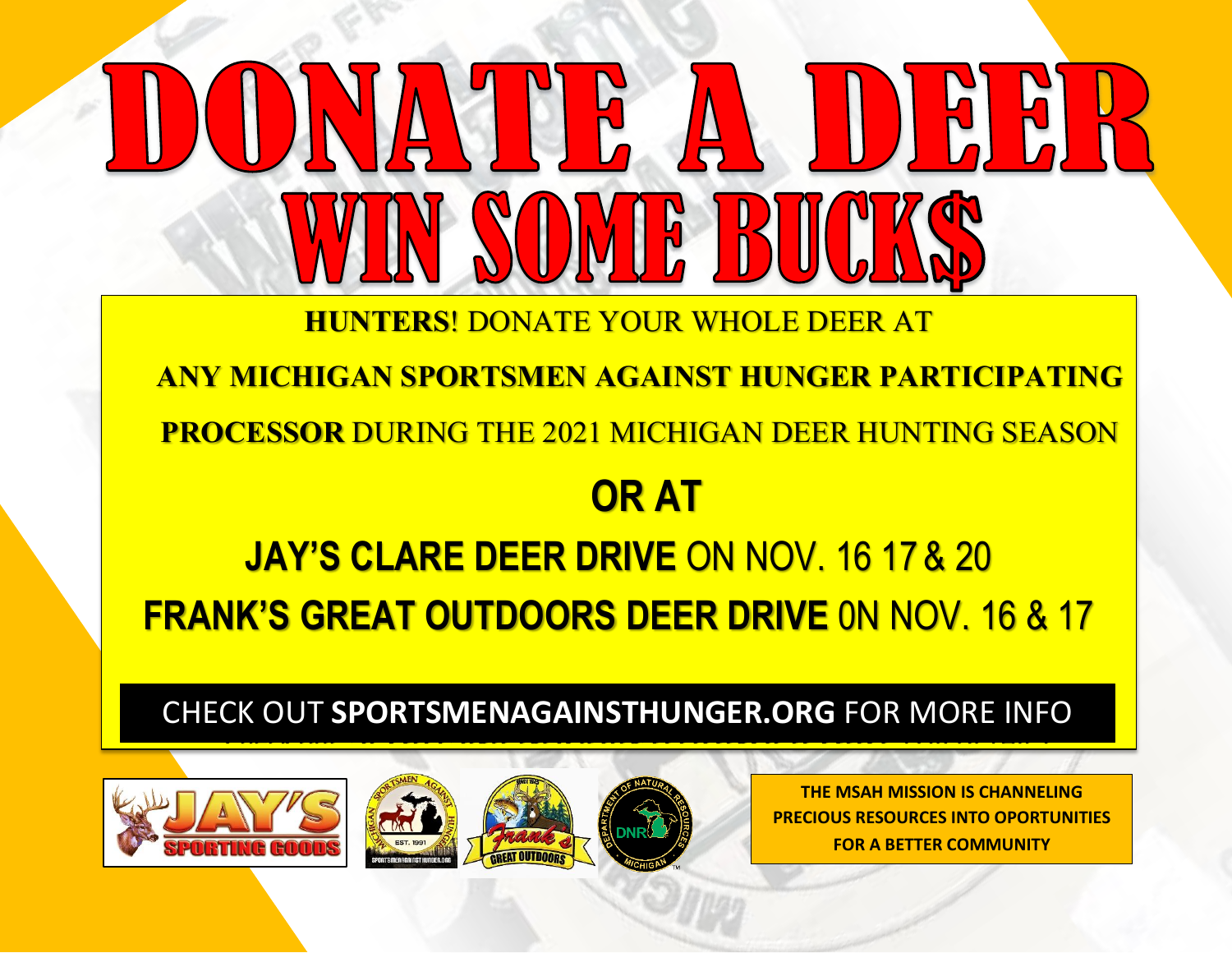# DONATE A DEER

## WIN SOME BUCK$

**HUNTERS**! DONATE YOUR WHOLE DEER AT

**ANY MICHIGAN SPORTSMEN AGAINST HUNGER PARTICIPATING PROCESSOR** DURING THE 2021 MICHIGAN DEER HUNTING SEASON

**OR AT**

**JAY'S CLARE DEER DRIVE** ON NOV. 16 17 & 20

**FRANK'S GREAT OUTDOORS DEER DRIVE** 0N NOV. 16 & 17

CHECK OUT **SPORTSMENAGAINSTHUNGER.ORG** FOR MORE INFO

**THE MSAH MISSION IS CHANNELING PRECIOUS RESOURCES INTO OPORTUNITIES FOR A BETTER COMMUNITY**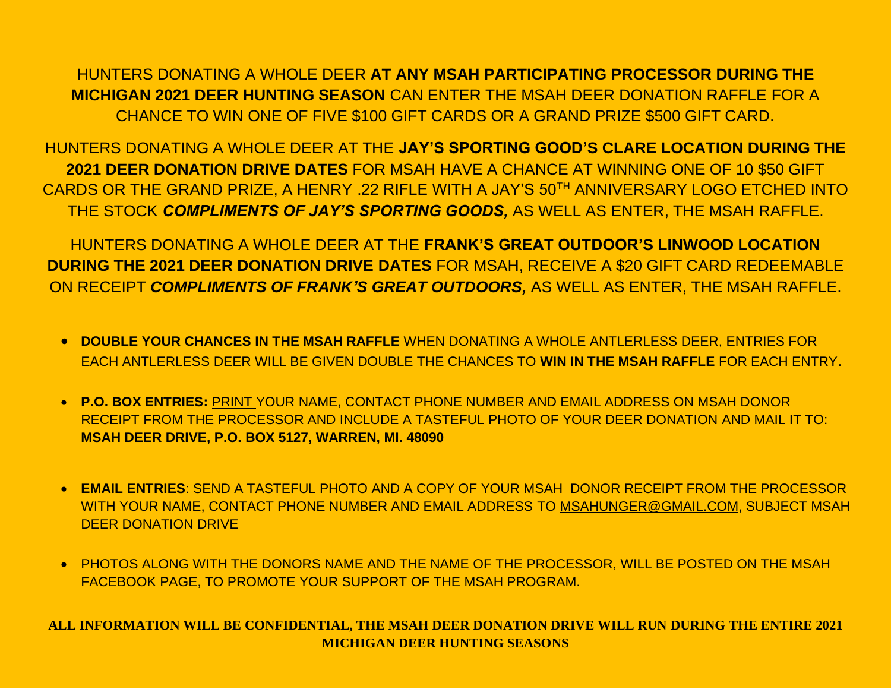HUNTERS DONATING A WHOLE DEER **AT ANY MSAH PARTICIPATING PROCESSOR DURING THE MICHIGAN 2021 DEER HUNTING SEASON** CAN ENTER THE MSAH DEER DONATION RAFFLE FOR A CHANCE TO WIN ONE OF FIVE $100 GIFT CARDS OR A GRAND PRIZE $500 GIFT CARD.

HUNTERS DONATING A WHOLE DEER AT THE **JAY'S SPORTING GOOD'S CLARE LOCATION DURING THE 2021 DEER DONATION DRIVE DATES** FOR MSAH HAVE A CHANCE AT WINNING ONE OF 10 $50 GIFT CARDS OR THE GRAND PRIZE, A HENRY .22 RIFLE WITH A JAY'S 50TH ANNIVERSARY LOGO ETCHED INTO THE STOCK ***COMPLIMENTS OF JAY'S SPORTING GOODS,*** AS WELL AS ENTER, THE MSAH RAFFLE.

HUNTERS DONATING A WHOLE DEER AT THE **FRANK'S GREAT OUTDOOR'S LINWOOD LOCATION DURING THE 2021 DEER DONATION DRIVE DATES** FOR MSAH, RECEIVE A $20 GIFT CARD REDEEMABLE ON RECEIPT ***COMPLIMENTS OF FRANK'S GREAT OUTDOORS,*** AS WELL AS ENTER, THE MSAH RAFFLE.

- **DOUBLE YOUR CHANCES IN THE MSAH RAFFLE** WHEN DONATING A WHOLE ANTLERLESS DEER, ENTRIES FOR EACH ANTLERLESS DEER WILL BE GIVEN DOUBLE THE CHANCES TO **WIN IN THE MSAH RAFFLE** FOR EACH ENTRY.

- **P.O. BOX ENTRIES:** PRINT YOUR NAME, CONTACT PHONE NUMBER AND EMAIL ADDRESS ON MSAH DONOR RECEIPT FROM THE PROCESSOR AND INCLUDE A TASTEFUL PHOTO OF YOUR DEER DONATION AND MAIL IT TO: **MSAH DEER DRIVE, P.O. BOX 5127, WARREN, MI. 48090**

- **EMAIL ENTRIES**: SEND A TASTEFUL PHOTO AND A COPY OF YOUR MSAH DONOR RECEIPT FROM THE PROCESSOR WITH YOUR NAME, CONTACT PHONE NUMBER AND EMAIL ADDRESS TO MSAHUNGER@GMAIL.COM, SUBJECT MSAH DEER DONATION DRIVE

- PHOTOS ALONG WITH THE DONORS NAME AND THE NAME OF THE PROCESSOR, WILL BE POSTED ON THE MSAH FACEBOOK PAGE, TO PROMOTE YOUR SUPPORT OF THE MSAH PROGRAM.

**ALL INFORMATION WILL BE CONFIDENTIAL, THE MSAH DEER DONATION DRIVE WILL RUN DURING THE ENTIRE 2021 MICHIGAN DEER HUNTING SEASONS**